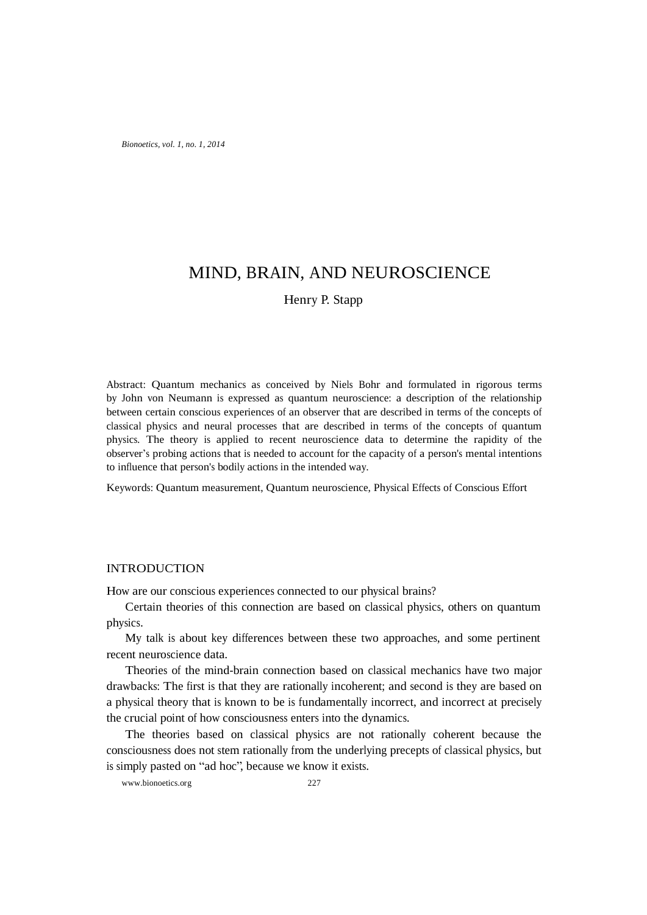# MIND, BRAIN, AND NEUROSCIENCE

Henry P. Stapp

Abstract: Quantum mechanics as conceived by Niels Bohr and formulated in rigorous terms by John von Neumann is expressed as quantum neuroscience: a description of the relationship between certain conscious experiences of an observer that are described in terms of the concepts of classical physics and neural processes that are described in terms of the concepts of quantum physics. The theory is applied to recent neuroscience data to determine the rapidity of the observer's probing actions that is needed to account for the capacity of a person's mental intentions to influence that person's bodily actions in the intended way.

Keywords: Quantum measurement, Quantum neuroscience, Physical Effects of Conscious Effort

## INTRODUCTION

How are our conscious experiences connected to our physical brains?

Certain theories of this connection are based on classical physics, others on quantum physics.

My talk is about key differences between these two approaches, and some pertinent recent neuroscience data.

Theories of the mind-brain connection based on classical mechanics have two major drawbacks: The first is that they are rationally incoherent; and second is they are based on a physical theory that is known to be is fundamentally incorrect, and incorrect at precisely the crucial point of how consciousness enters into the dynamics.

The theories based on classical physics are not rationally coherent because the consciousness does not stem rationally from the underlying precepts of classical physics, but is simply pasted on "ad hoc", because we know it exists.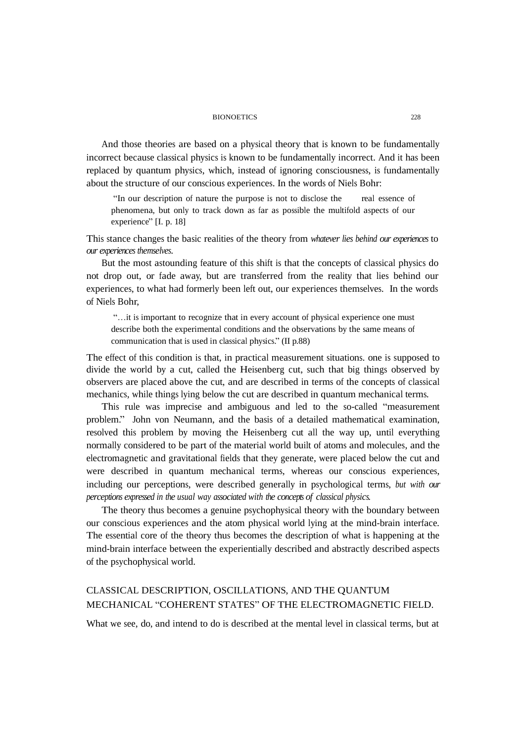And those theories are based on a physical theory that is known to be fundamentally incorrect because classical physics is known to be fundamentally incorrect. And it has been replaced by quantum physics, which, instead of ignoring consciousness, is fundamentally about the structure of our conscious experiences. In the words of Niels Bohr:

> "In our description of nature the purpose is not to disclose the real essence of phenomena, but only to track down as far as possible the multifold aspects of our experience" [I. p. 18]

This stance changes the basic realities of the theory from *whatever lies behind our experiences* to *our experiences themselves*.

But the most astounding feature of this shift is that the concepts of classical physics do not drop out, or fade away, but are transferred from the reality that lies behind our experiences, to what had formerly been left out, our experiences themselves. In the words of Niels Bohr,

> "…it is important to recognize that in every account of physical experience one must describe both the experimental conditions and the observations by the same means of communication that is used in classical physics." (II p.88)

The effect of this condition is that, in practical measurement situations. one is supposed to divide the world by a cut, called the Heisenberg cut, such that big things observed by observers are placed above the cut, and are described in terms of the concepts of classical mechanics, while things lying below the cut are described in quantum mechanical terms.

This rule was imprecise and ambiguous and led to the so-called "measurement problem." John von Neumann, and the basis of a detailed mathematical examination, resolved this problem by moving the Heisenberg cut all the way up, until everything normally considered to be part of the material world built of atoms and molecules, and the electromagnetic and gravitational fields that they generate, were placed below the cut and were described in quantum mechanical terms, whereas our conscious experiences, including our perceptions, were described generally in psychological terms, *but with our perceptions expressed in the usual way associated with the concepts of classical physics.*

The theory thus becomes a genuine psychophysical theory with the boundary between our conscious experiences and the atom physical world lying at the mind-brain interface. The essential core of the theory thus becomes the description of what is happening at the mind-brain interface between the experientially described and abstractly described aspects of the psychophysical world.

## CLASSICAL DESCRIPTION, OSCILLATIONS, AND THE QUANTUM MECHANICAL "COHERENT STATES" OF THE ELECTROMAGNETIC FIELD.

What we see, do, and intend to do is described at the mental level in classical terms, but at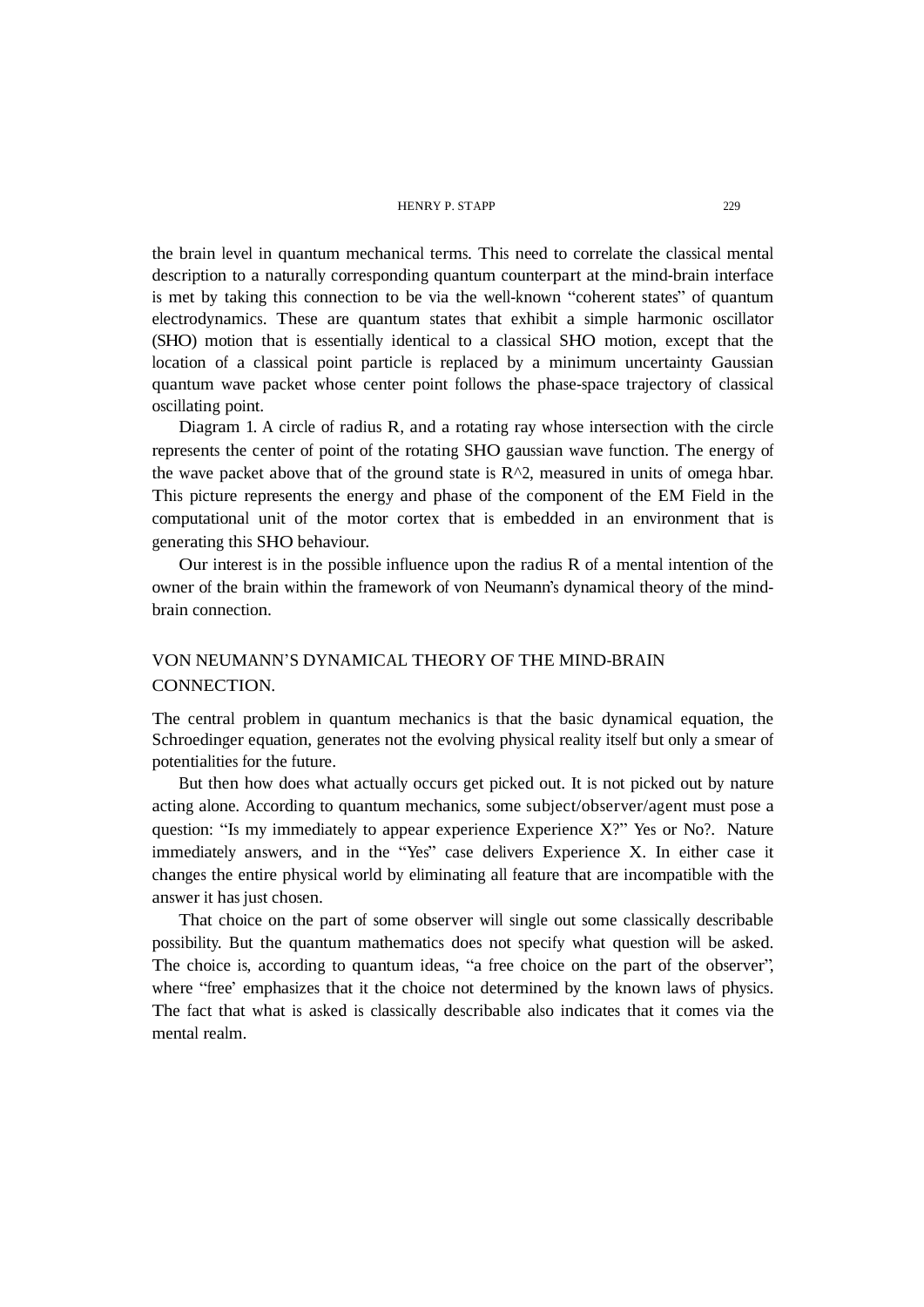the brain level in quantum mechanical terms. This need to correlate the classical mental description to a naturally corresponding quantum counterpart at the mind-brain interface is met by taking this connection to be via the well-known "coherent states" of quantum electrodynamics. These are quantum states that exhibit a simple harmonic oscillator (SHO) motion that is essentially identical to a classical SHO motion, except that the location of a classical point particle is replaced by a minimum uncertainty Gaussian quantum wave packet whose center point follows the phase-space trajectory of classical oscillating point.

Diagram 1. A circle of radius R, and a rotating ray whose intersection with the circle represents the center of point of the rotating SHO gaussian wave function. The energy of the wave packet above that of the ground state is R^2, measured in units of omega hbar. This picture represents the energy and phase of the component of the EM Field in the computational unit of the motor cortex that is embedded in an environment that is generating this SHO behaviour.

Our interest is in the possible influence upon the radius R of a mental intention of the owner of the brain within the framework of von Neumann's dynamical theory of the mind-brain connection.

## VON NEUMANN'S DYNAMICAL THEORY OF THE MIND-BRAIN CONNECTION.

The central problem in quantum mechanics is that the basic dynamical equation, the Schroedinger equation, generates not the evolving physical reality itself but only a smear of potentialities for the future.

But then how does what actually occurs get picked out. It is not picked out by nature acting alone. According to quantum mechanics, some subject/observer/agent must pose a question: "Is my immediately to appear experience Experience X?" Yes or No?. Nature immediately answers, and in the "Yes" case delivers Experience X. In either case it changes the entire physical world by eliminating all feature that are incompatible with the answer it has just chosen.

That choice on the part of some observer will single out some classically describable possibility. But the quantum mathematics does not specify what question will be asked. The choice is, according to quantum ideas, "a free choice on the part of the observer", where "free' emphasizes that it the choice not determined by the known laws of physics. The fact that what is asked is classically describable also indicates that it comes via the mental realm.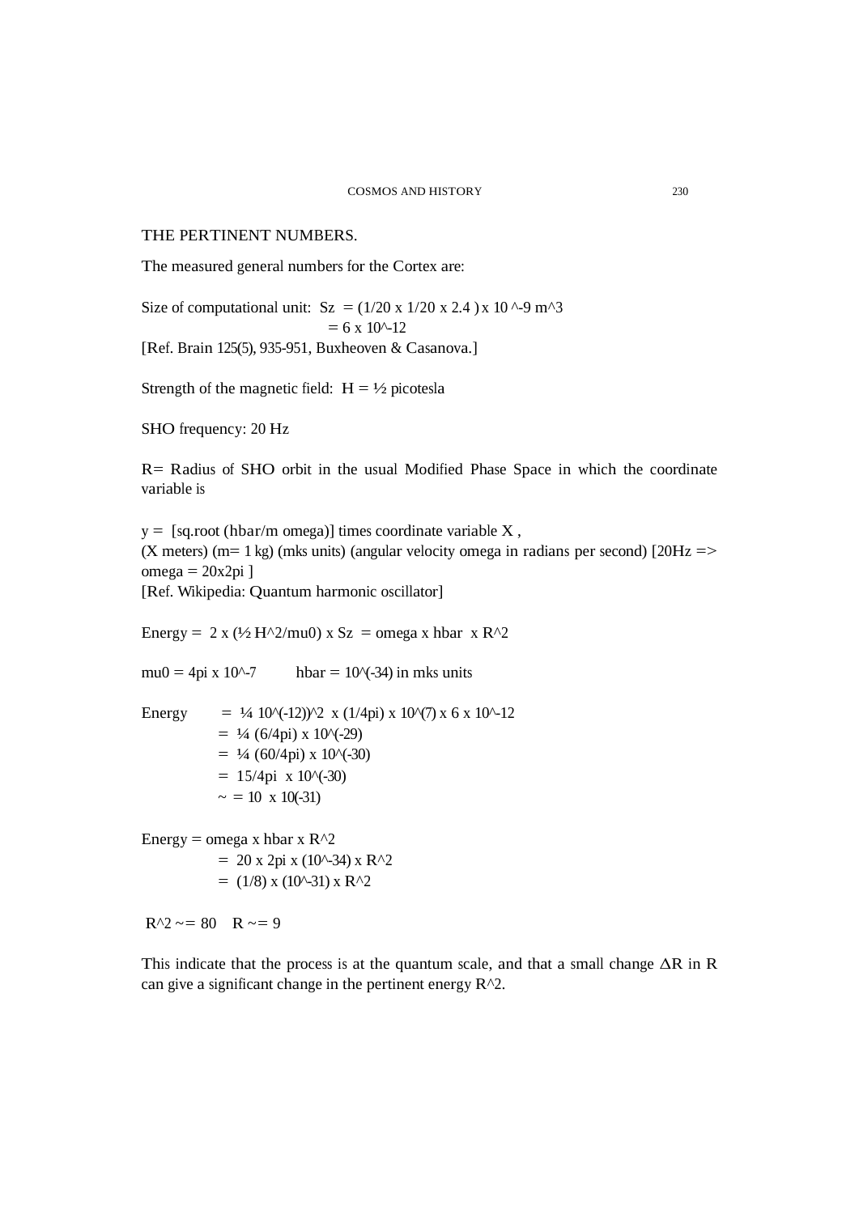THE PERTINENT NUMBERS.

The measured general numbers for the Cortex are:

Size of computational unit: $Sz = (1/20 \times 1/20 \times 2.4) \times 10^{-9}$ m^3

$= 6 \times 10^{-12}$

[Ref. Brain 125(5), 935-951, Buxheoven & Casanova.]

Strength of the magnetic field: H = ½ picotesla

SHO frequency: 20 Hz

R= Radius of SHO orbit in the usual Modified Phase Space in which the coordinate variable is

y = [sq.root (hbar/m omega)] times coordinate variable X ,

(X meters) (m= 1 kg) (mks units) (angular velocity omega in radians per second) [20Hz => omega = 20x2pi ]

[Ref. Wikipedia: Quantum harmonic oscillator]

Energy = $2 \times (\frac{1}{2} H^2/\mu_0) \times Sz = \omega \times \hbar \times R^2$

$\mu_0 = 4\pi \times 10^{-7}$ $\quad\quad$ $\hbar = 10^{-34}$ in mks units

$$
\begin{aligned}
\text{Energy} &= \tfrac{1}{4}\, 10^{-12})^2 \times (1/4\pi) \times 10^{7} \times 6 \times 10^{-12} \\
&= \tfrac{1}{4}\, (6/4\pi) \times 10^{-29} \\
&= \tfrac{1}{4}\, (60/4\pi) \times 10^{-30} \\
&= 15/4\pi \times 10^{-30} \\
&\sim= 10 \times 10^{-31}
\end{aligned}
$$

$$
\begin{aligned}
\text{Energy} &= \omega \times \hbar \times R^2 \\
&= 20 \times 2\pi \times (10^{-34}) \times R^2 \\
&= (1/8) \times (10^{-31}) \times R^2
\end{aligned}
$$

$R^2 \sim= 80 \quad R \sim= 9$

This indicate that the process is at the quantum scale, and that a small change $\Delta R$ in R can give a significant change in the pertinent energy $R^2$.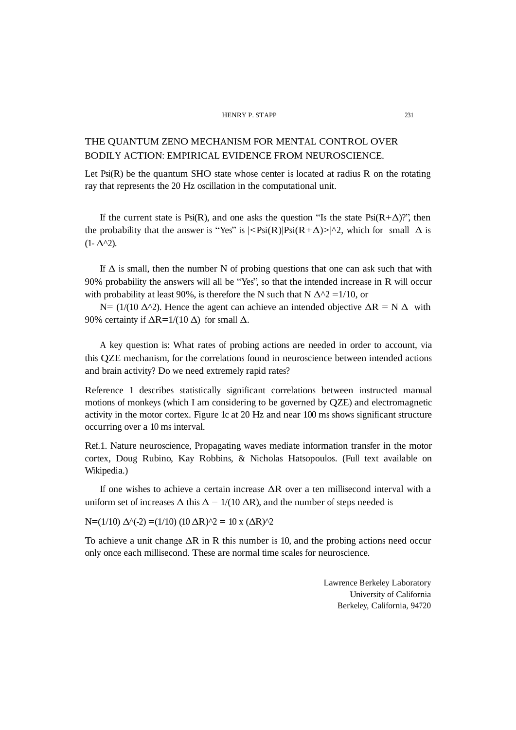# THE QUANTUM ZENO MECHANISM FOR MENTAL CONTROL OVER BODILY ACTION: EMPIRICAL EVIDENCE FROM NEUROSCIENCE.

Let Psi(R) be the quantum SHO state whose center is located at radius R on the rotating ray that represents the 20 Hz oscillation in the computational unit.

If the current state is Psi(R), and one asks the question "Is the state Psi(R+$\Delta$)?", then the probability that the answer is "Yes" is |<Psi(R)|Psi(R+$\Delta$)>|^2, which for small $\Delta$ is (1- $\Delta$^2).

If $\Delta$ is small, then the number N of probing questions that one can ask such that with 90% probability the answers will all be "Yes", so that the intended increase in R will occur with probability at least 90%, is therefore the N such that N $\Delta$^2 =1/10, or

N= (1/(10 $\Delta$^2). Hence the agent can achieve an intended objective $\Delta$R = N $\Delta$ with 90% certainty if $\Delta$R=1/(10 $\Delta$) for small $\Delta$.

A key question is: What rates of probing actions are needed in order to account, via this QZE mechanism, for the correlations found in neuroscience between intended actions and brain activity? Do we need extremely rapid rates?

Reference 1 describes statistically significant correlations between instructed manual motions of monkeys (which I am considering to be governed by QZE) and electromagnetic activity in the motor cortex. Figure 1c at 20 Hz and near 100 ms shows significant structure occurring over a 10 ms interval.

Ref.1. Nature neuroscience, Propagating waves mediate information transfer in the motor cortex, Doug Rubino, Kay Robbins, & Nicholas Hatsopoulos. (Full text available on Wikipedia.)

If one wishes to achieve a certain increase $\Delta$R over a ten millisecond interval with a uniform set of increases $\Delta$ this $\Delta$ = 1/(10 $\Delta$R), and the number of steps needed is

N=(1/10) $\Delta$^(-2) =(1/10) (10 $\Delta$R)^2 = 10 x ($\Delta$R)^2

To achieve a unit change $\Delta$R in R this number is 10, and the probing actions need occur only once each millisecond. These are normal time scales for neuroscience.

Lawrence Berkeley Laboratory
University of California
Berkeley, California, 94720